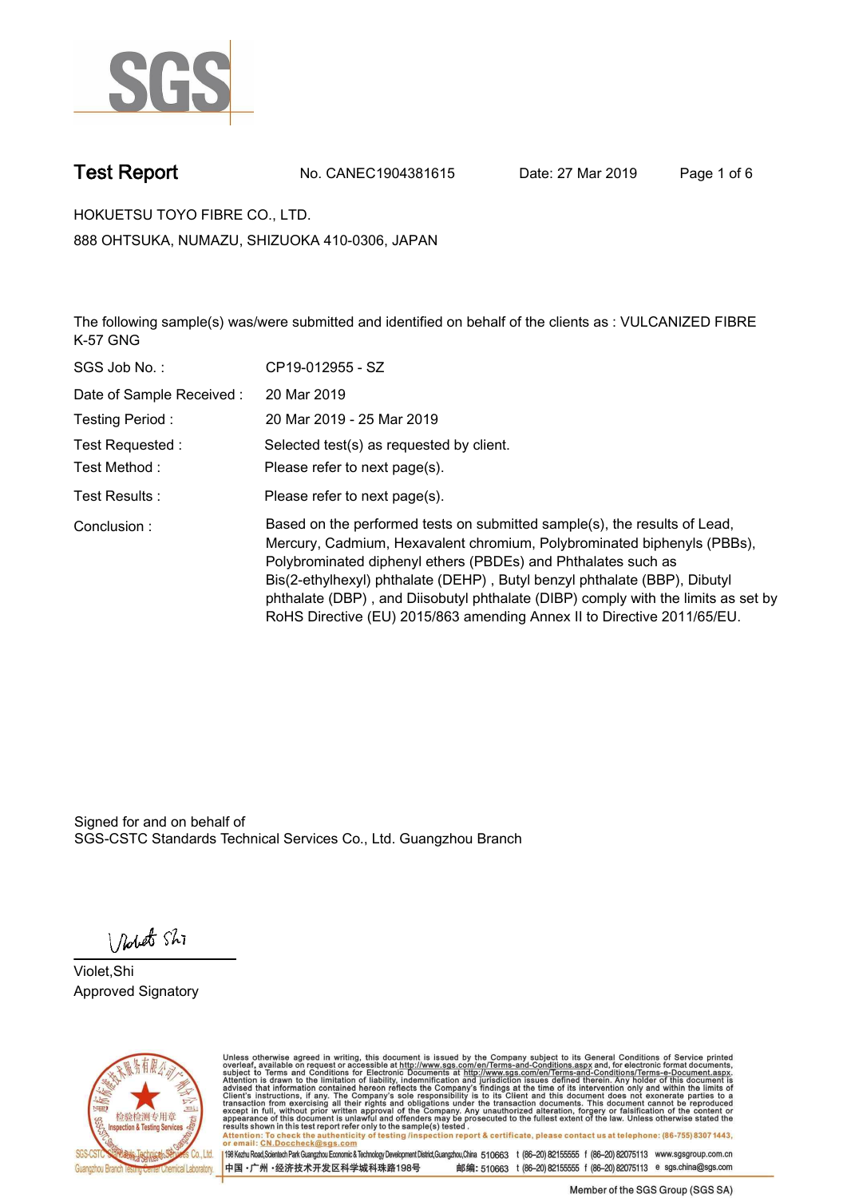# Test Report

No. CANEC1904381615 Date: 27 Mar 2019

HOKUETSU TOYO FIBRE CO., LTD.

888 OHTSUKA, NUMAZU, SHIZUOKA 410-0306, JAPAN

The following sample(s) was/were submitted and identified on behalf of the clients as : VULCANIZED FIBRE K-57 GNG

| | |
|---|---|
| SGS Job No. : | CP19-012955 - SZ |
| Date of Sample Received : | 20 Mar 2019 |
| Testing Period : | 20 Mar 2019 - 25 Mar 2019 |
| Test Requested : | Selected test(s) as requested by client. |
| Test Method : | Please refer to next page(s). |
| Test Results : | Please refer to next page(s). |
| Conclusion : | Based on the performed tests on submitted sample(s), the results of Lead, Mercury, Cadmium, Hexavalent chromium, Polybrominated biphenyls (PBBs), Polybrominated diphenyl ethers (PBDEs) and Phthalates such as Bis(2-ethylhexyl) phthalate (DEHP) , Butyl benzyl phthalate (BBP), Dibutyl phthalate (DBP) , and Diisobutyl phthalate (DIBP) comply with the limits as set by RoHS Directive (EU) 2015/863 amending Annex II to Directive 2011/65/EU. |

Signed for and on behalf of
SGS-CSTC Standards Technical Services Co., Ltd. Guangzhou Branch

Violet,Shi
Approved Signatory

Unless otherwise agreed in writing, this document is issued by the Company subject to its General Conditions of Service printed overleaf, available on request or accessible at http://www.sgs.com/en/Terms-and-Conditions.aspx and, for electronic format documents, subject to Terms and Conditions for Electronic Documents at http://www.sgs.com/en/Terms-and-Conditions/Terms-e-Document.aspx. Attention is drawn to the limitation of liability, indemnification and jurisdiction issues defined therein. Any holder of this document is advised that information contained hereon reflects the Company's findings at the time of its intervention only and within the limits of Client's instructions, if any. The Company's sole responsibility is to its Client and this document does not exonerate parties to a transaction from exercising all their rights and obligations under the transaction documents. This document cannot be reproduced except in full, without prior written approval of the Company. Any unauthorized alteration, forgery or falsification of the content or appearance of this document is unlawful and offenders may be prosecuted to the fullest extent of the law. Unless otherwise stated the results shown in this test report refer only to the sample(s) tested .

Attention: To check the authenticity of testing /inspection report & certificate, please contact us at telephone: (86-755) 8307 1443, or email: CN.Doccheck@sgs.com

198 Kezhu Road,Scientech Park Guangzhou Economic & Technology Development District,Guangzhou,China 510663 t (86-20) 82155555 f (86-20) 82075113 www.sgsgroup.com.cn
中国・广州・经济技术开发区科学城科珠路198号 邮编: 510663 t (86-20) 82155555 f (86-20) 82075113 e sgs.china@sgs.com

Member of the SGS Group (SGS SA)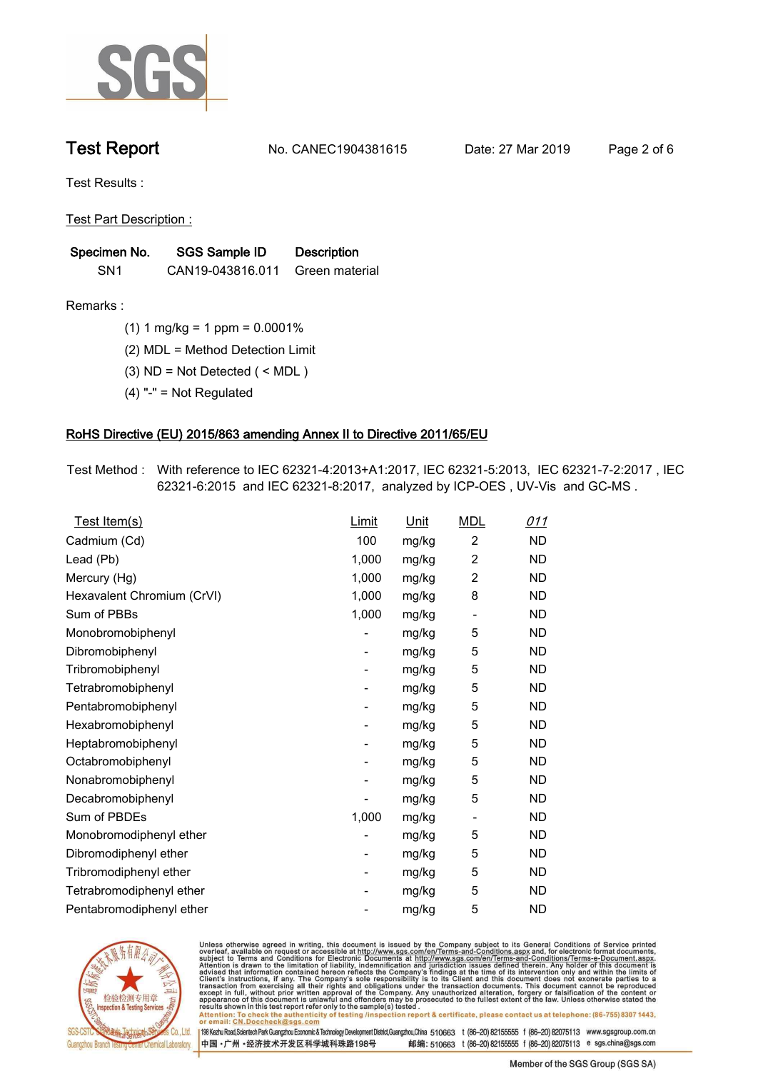# Test Report

No. CANEC1904381615 Date: 27 Mar 2019

Test Results :

Test Part Description :

| Specimen No. | SGS Sample ID | Description |
|---|---|---|
| SN1 | CAN19-043816.011 | Green material |

Remarks :

(1) 1 mg/kg = 1 ppm = 0.0001%

(2) MDL = Method Detection Limit

(3) ND = Not Detected ( < MDL )

(4) "-" = Not Regulated

## RoHS Directive (EU) 2015/863 amending Annex II to Directive 2011/65/EU

Test Method : With reference to IEC 62321-4:2013+A1:2017, IEC 62321-5:2013, IEC 62321-7-2:2017 , IEC 62321-6:2015 and IEC 62321-8:2017, analyzed by ICP-OES , UV-Vis and GC-MS .

| Test Item(s) | Limit | Unit | MDL | 011 |
|---|---|---|---|---|
| Cadmium (Cd) | 100 | mg/kg | 2 | ND |
| Lead (Pb) | 1,000 | mg/kg | 2 | ND |
| Mercury (Hg) | 1,000 | mg/kg | 2 | ND |
| Hexavalent Chromium (CrVI) | 1,000 | mg/kg | 8 | ND |
| Sum of PBBs | 1,000 | mg/kg | - | ND |
| Monobromobiphenyl | - | mg/kg | 5 | ND |
| Dibromobiphenyl | - | mg/kg | 5 | ND |
| Tribromobiphenyl | - | mg/kg | 5 | ND |
| Tetrabromobiphenyl | - | mg/kg | 5 | ND |
| Pentabromobiphenyl | - | mg/kg | 5 | ND |
| Hexabromobiphenyl | - | mg/kg | 5 | ND |
| Heptabromobiphenyl | - | mg/kg | 5 | ND |
| Octabromobiphenyl | - | mg/kg | 5 | ND |
| Nonabromobiphenyl | - | mg/kg | 5 | ND |
| Decabromobiphenyl | - | mg/kg | 5 | ND |
| Sum of PBDEs | 1,000 | mg/kg | - | ND |
| Monobromodiphenyl ether | - | mg/kg | 5 | ND |
| Dibromodiphenyl ether | - | mg/kg | 5 | ND |
| Tribromodiphenyl ether | - | mg/kg | 5 | ND |
| Tetrabromodiphenyl ether | - | mg/kg | 5 | ND |
| Pentabromodiphenyl ether | - | mg/kg | 5 | ND |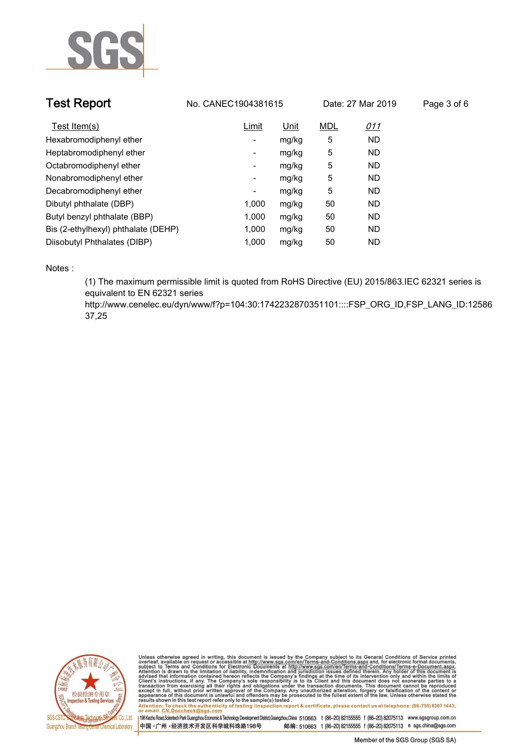## Test Report

No. CANEC1904381615 Date: 27 Mar 2019

| Test Item(s) | Limit | Unit | MDL | 011 |
|---|---|---|---|---|
| Hexabromodiphenyl ether | - | mg/kg | 5 | ND |
| Heptabromodiphenyl ether | - | mg/kg | 5 | ND |
| Octabromodiphenyl ether | - | mg/kg | 5 | ND |
| Nonabromodiphenyl ether | - | mg/kg | 5 | ND |
| Decabromodiphenyl ether | - | mg/kg | 5 | ND |
| Dibutyl phthalate (DBP) | 1,000 | mg/kg | 50 | ND |
| Butyl benzyl phthalate (BBP) | 1,000 | mg/kg | 50 | ND |
| Bis (2-ethylhexyl) phthalate (DEHP) | 1,000 | mg/kg | 50 | ND |
| Diisobutyl Phthalates (DIBP) | 1,000 | mg/kg | 50 | ND |

Notes :

(1) The maximum permissible limit is quoted from RoHS Directive (EU) 2015/863.IEC 62321 series is equivalent to EN 62321 series http://www.cenelec.eu/dyn/www/f?p=104:30:1742232870351101::::FSP_ORG_ID,FSP_LANG_ID:1258637,25

Unless otherwise agreed in writing, this document is issued by the Company subject to its General Conditions of Service printed overleaf, available on request or accessible at http://www.sgs.com/en/Terms-and-Conditions.aspx and, for electronic format documents, subject to Terms and Conditions for Electronic Documents at http://www.sgs.com/en/Terms-and-Conditions/Terms-e-Document.aspx. Attention is drawn to the limitation of liability, indemnification and jurisdiction issues defined therein. Any holder of this document is advised that information contained hereon reflects the Company's findings at the time of its intervention only and within the limits of Client's instructions, if any. The Company's sole responsibility is to its Client and this document does not exonerate parties to a transaction from exercising all their rights and obligations under the transaction documents. This document cannot be reproduced except in full, without prior written approval of the Company. Any unauthorized alteration, forgery or falsification of the content or appearance of this document is unlawful and offenders may be prosecuted to the fullest extent of the law. Unless otherwise stated the results shown in this test report refer only to the sample(s) tested.

Attention: To check the authenticity of testing /inspection report & certificate, please contact us at telephone: (86-755) 8307 1443, or email: CN.Doccheck@sgs.com

SGS-CSTC Standards Technical Services Co., Ltd. Guangzhou Branch Testing Center Chemical Laboratory

198 Kezhu Road,Scientech Park Guangzhou Economic & Technology Development District,Guangzhou,China 510663 t (86-20) 82155555 f (86-20) 82075113 www.sgsgroup.com.cn

中国 •广州 •经济技术开发区科学城科珠路198号 邮编: 510663 t (86-20) 82155555 f (86-20) 82075113 e sgs.china@sgs.com

Member of the SGS Group (SGS SA)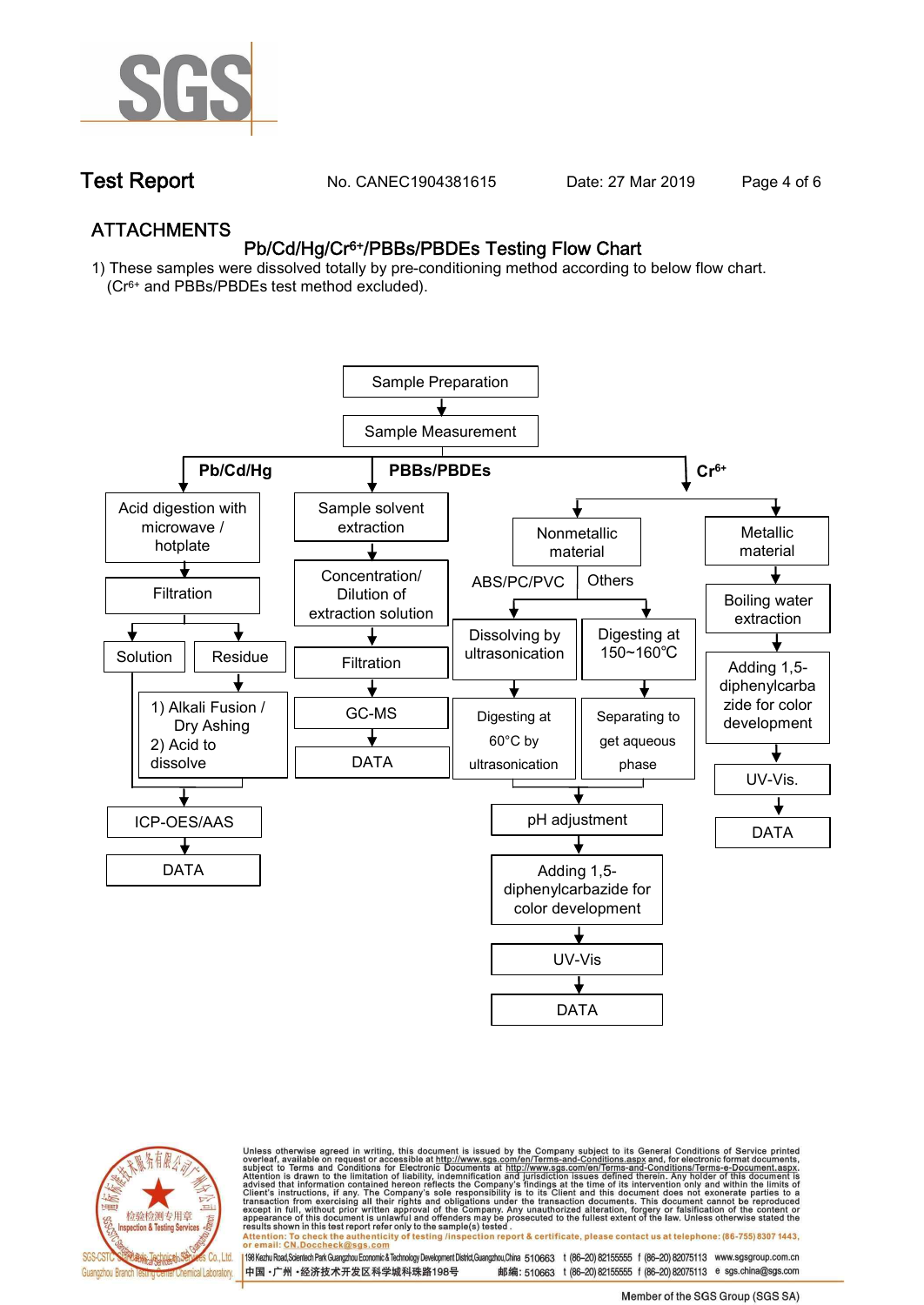# ATTACHMENTS

## Pb/Cd/Hg/$Cr^{6+}$/PBBs/PBDEs Testing Flow Chart

1) These samples were dissolved totally by pre-conditioning method according to below flow chart. ($Cr^{6+}$ and PBBs/PBDEs test method excluded).

Sample Preparation → Sample Measurement

**Pb/Cd/Hg**

- Acid digestion with microwave / hotplate
- Filtration
- Solution / Residue
  - Residue → 1) Alkali Fusion / Dry Ashing 2) Acid to dissolve
- ICP-OES/AAS
- DATA

**PBBs/PBDEs**

- Sample solvent extraction
- Concentration/ Dilution of extraction solution
- Filtration
- GC-MS
- DATA

**$Cr^{6+}$**

- Nonmetallic material
  - ABS/PC/PVC: Dissolving by ultrasonication → Digesting at 60°C by ultrasonication
  - Others: Digesting at 150~160℃ → Separating to get aqueous phase
  - pH adjustment
  - Adding 1,5-diphenylcarbazide for color development
  - UV-Vis
  - DATA
- Metallic material
  - Boiling water extraction
  - Adding 1,5-diphenylcarbazide for color development
  - UV-Vis.
  - DATA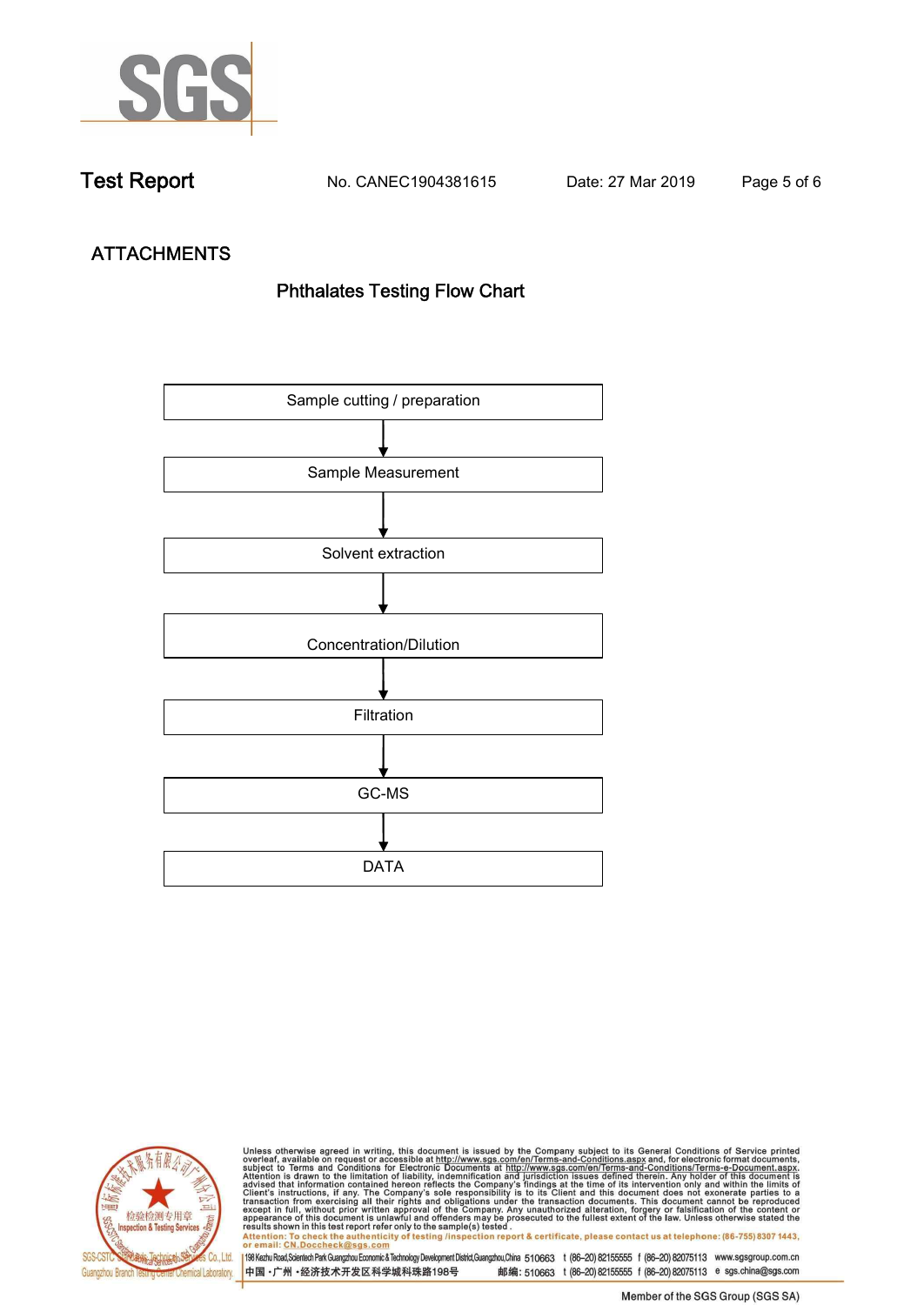**Test Report** No. CANEC1904381615 Date: 27 Mar 2019

## ATTACHMENTS

### Phthalates Testing Flow Chart

Sample cutting / preparation

↓

Sample Measurement

↓

Solvent extraction

↓

Concentration/Dilution

↓

Filtration

↓

GC-MS

↓

DATA

Unless otherwise agreed in writing, this document is issued by the Company subject to its General Conditions of Service printed overleaf, available on request or accessible at http://www.sgs.com/en/Terms-and-Conditions.aspx and, for electronic format documents, subject to Terms and Conditions for Electronic Documents at http://www.sgs.com/en/Terms-and-Conditions/Terms-e-Document.aspx. Attention is drawn to the limitation of liability, indemnification and jurisdiction issues defined therein. Any holder of this document is advised that information contained hereon reflects the Company's findings at the time of its intervention only and within the limits of Client's instructions, if any. The Company's sole responsibility is to its Client and this document does not exonerate parties to a transaction from exercising all their rights and obligations under the transaction documents. This document cannot be reproduced except in full, without prior written approval of the Company. Any unauthorized alteration, forgery or falsification of the content or appearance of this document is unlawful and offenders may be prosecuted to the fullest extent of the law. Unless otherwise stated the results shown in this test report refer only to the sample(s) tested.

Attention: To check the authenticity of testing /inspection report & certificate, please contact us at telephone: (86-755) 8307 1443, or email: CN.Doccheck@sgs.com

198 Kezhu Road, Scientech Park Guangzhou Economic & Technology Development District, Guangzhou, China 510663 t (86–20) 82155555 f (86–20) 82075113 www.sgsgroup.com.cn

中国・广州・经济技术开发区科学城科珠路198号 邮编: 510663 t (86–20) 82155555 f (86–20) 82075113 e sgs.china@sgs.com

Member of the SGS Group (SGS SA)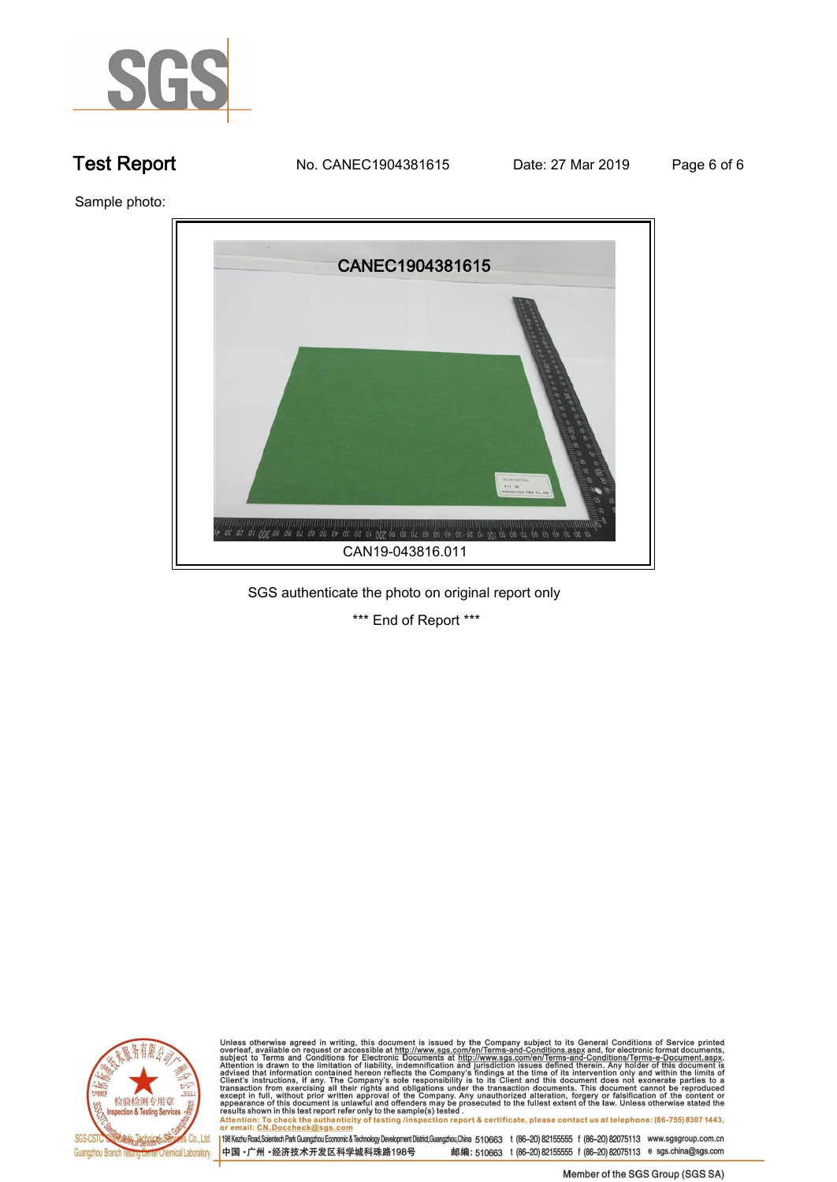Test Report    No. CANEC1904381615    Date: 27 Mar 2019

Sample photo:

CANEC1904381615

CAN19-043816.011

SGS authenticate the photo on original report only

*** End of Report ***

Unless otherwise agreed in writing, this document is issued by the Company subject to its General Conditions of Service printed overleaf, available on request or accessible at http://www.sgs.com/en/Terms-and-Conditions.aspx and, for electronic format documents, subject to Terms and Conditions for Electronic Documents at http://www.sgs.com/en/Terms-and-Conditions/Terms-e-Document.aspx. Attention is drawn to the limitation of liability, indemnification and jurisdiction issues defined therein. Any holder of this document is advised that information contained hereon reflects the Company's findings at the time of its intervention only and within the limits of Client's instructions, if any. The Company's sole responsibility is to its Client and this document does not exonerate parties to a transaction from exercising all their rights and obligations under the transaction documents. This document cannot be reproduced except in full, without prior written approval of the Company. Any unauthorized alteration, forgery or falsification of the content or appearance of this document is unlawful and offenders may be prosecuted to the fullest extent of the law. Unless otherwise stated the results shown in this test report refer only to the sample(s) tested .
Attention: To check the authenticity of testing /inspection report & certificate, please contact us at telephone: (86-755) 8307 1443, or email: CN.Doccheck@sgs.com

198 Kezhu Road,Scientech Park Guangzhou Economic & Technology Development District,Guangzhou,China 510663 t (86-20) 82155555 f (86-20) 82075113 www.sgsgroup.com.cn
中国・广州・经济技术开发区科学城科珠路198号 邮编: 510663 t (86-20) 82155555 f (86-20) 82075113 e sgs.china@sgs.com

Member of the SGS Group (SGS SA)